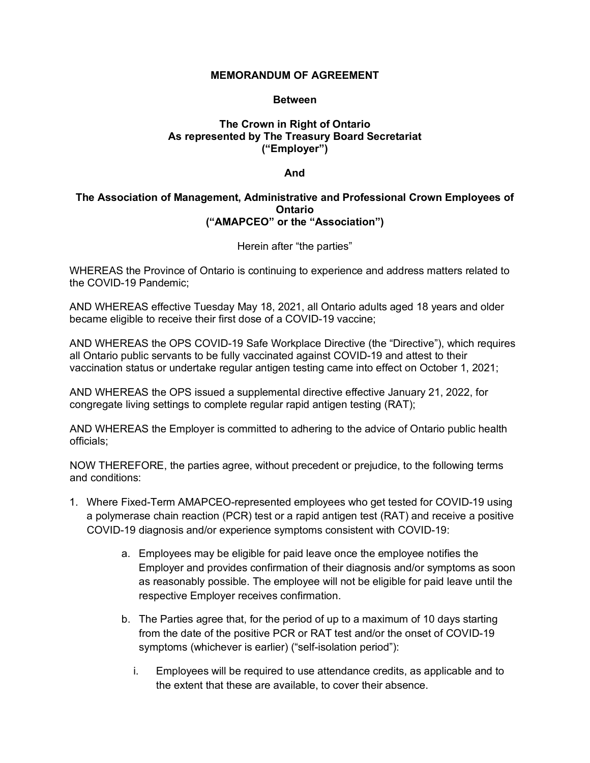**MEMORANDUM OF AGREEMENT**

**Between**

**The Crown in Right of Ontario**
**As represented by The Treasury Board Secretariat**
**(“Employer”)**

**And**

**The Association of Management, Administrative and Professional Crown Employees of Ontario**
**(“AMAPCEO” or the “Association”)**

Herein after “the parties”

WHEREAS the Province of Ontario is continuing to experience and address matters related to the COVID-19 Pandemic;

AND WHEREAS effective Tuesday May 18, 2021, all Ontario adults aged 18 years and older became eligible to receive their first dose of a COVID-19 vaccine;

AND WHEREAS the OPS COVID-19 Safe Workplace Directive (the “Directive”), which requires all Ontario public servants to be fully vaccinated against COVID-19 and attest to their vaccination status or undertake regular antigen testing came into effect on October 1, 2021;

AND WHEREAS the OPS issued a supplemental directive effective January 21, 2022, for congregate living settings to complete regular rapid antigen testing (RAT);

AND WHEREAS the Employer is committed to adhering to the advice of Ontario public health officials;

NOW THEREFORE, the parties agree, without precedent or prejudice, to the following terms and conditions:

1. Where Fixed-Term AMAPCEO-represented employees who get tested for COVID-19 using a polymerase chain reaction (PCR) test or a rapid antigen test (RAT) and receive a positive COVID-19 diagnosis and/or experience symptoms consistent with COVID-19:

   a. Employees may be eligible for paid leave once the employee notifies the Employer and provides confirmation of their diagnosis and/or symptoms as soon as reasonably possible. The employee will not be eligible for paid leave until the respective Employer receives confirmation.

   b. The Parties agree that, for the period of up to a maximum of 10 days starting from the date of the positive PCR or RAT test and/or the onset of COVID-19 symptoms (whichever is earlier) (“self-isolation period”):

      i. Employees will be required to use attendance credits, as applicable and to the extent that these are available, to cover their absence.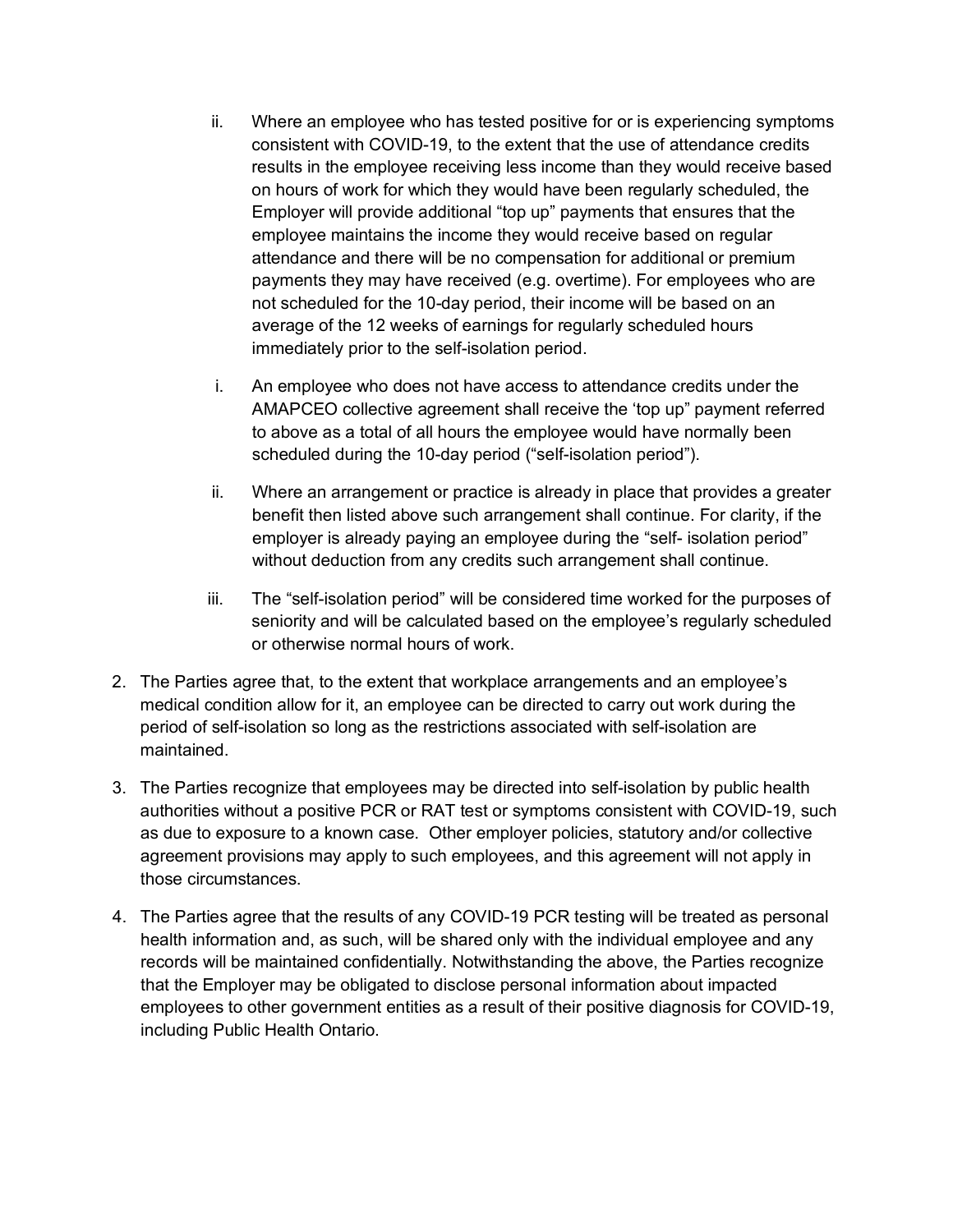ii. Where an employee who has tested positive for or is experiencing symptoms consistent with COVID-19, to the extent that the use of attendance credits results in the employee receiving less income than they would receive based on hours of work for which they would have been regularly scheduled, the Employer will provide additional "top up" payments that ensures that the employee maintains the income they would receive based on regular attendance and there will be no compensation for additional or premium payments they may have received (e.g. overtime). For employees who are not scheduled for the 10-day period, their income will be based on an average of the 12 weeks of earnings for regularly scheduled hours immediately prior to the self-isolation period.

i. An employee who does not have access to attendance credits under the AMAPCEO collective agreement shall receive the 'top up" payment referred to above as a total of all hours the employee would have normally been scheduled during the 10-day period ("self-isolation period").

ii. Where an arrangement or practice is already in place that provides a greater benefit then listed above such arrangement shall continue. For clarity, if the employer is already paying an employee during the "self- isolation period" without deduction from any credits such arrangement shall continue.

iii. The "self-isolation period" will be considered time worked for the purposes of seniority and will be calculated based on the employee's regularly scheduled or otherwise normal hours of work.

2. The Parties agree that, to the extent that workplace arrangements and an employee's medical condition allow for it, an employee can be directed to carry out work during the period of self-isolation so long as the restrictions associated with self-isolation are maintained.

3. The Parties recognize that employees may be directed into self-isolation by public health authorities without a positive PCR or RAT test or symptoms consistent with COVID-19, such as due to exposure to a known case. Other employer policies, statutory and/or collective agreement provisions may apply to such employees, and this agreement will not apply in those circumstances.

4. The Parties agree that the results of any COVID-19 PCR testing will be treated as personal health information and, as such, will be shared only with the individual employee and any records will be maintained confidentially. Notwithstanding the above, the Parties recognize that the Employer may be obligated to disclose personal information about impacted employees to other government entities as a result of their positive diagnosis for COVID-19, including Public Health Ontario.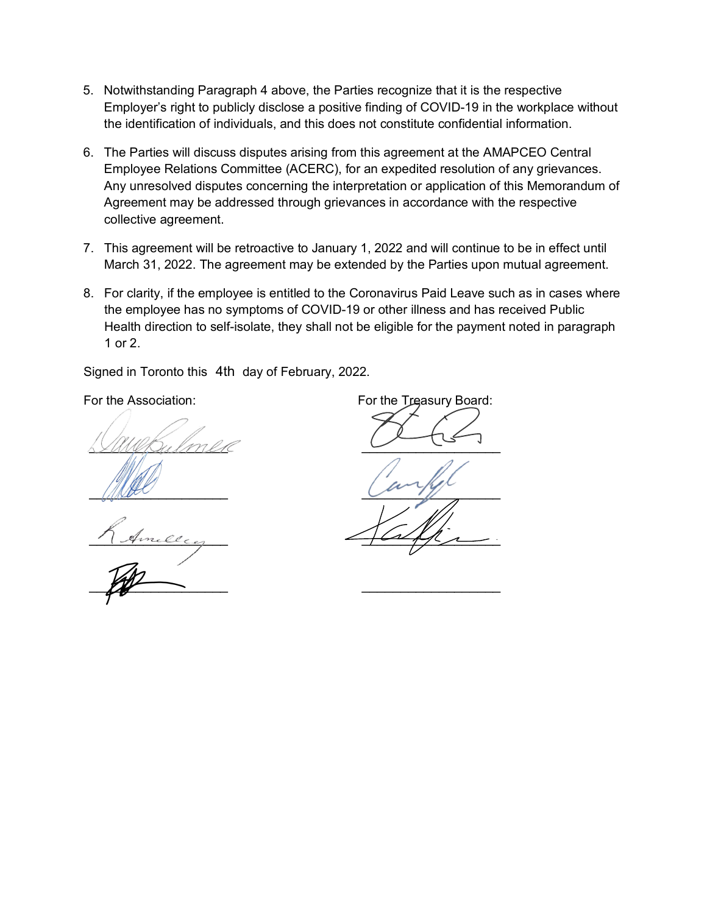5. Notwithstanding Paragraph 4 above, the Parties recognize that it is the respective Employer's right to publicly disclose a positive finding of COVID-19 in the workplace without the identification of individuals, and this does not constitute confidential information.

6. The Parties will discuss disputes arising from this agreement at the AMAPCEO Central Employee Relations Committee (ACERC), for an expedited resolution of any grievances. Any unresolved disputes concerning the interpretation or application of this Memorandum of Agreement may be addressed through grievances in accordance with the respective collective agreement.

7. This agreement will be retroactive to January 1, 2022 and will continue to be in effect until March 31, 2022. The agreement may be extended by the Parties upon mutual agreement.

8. For clarity, if the employee is entitled to the Coronavirus Paid Leave such as in cases where the employee has no symptoms of COVID-19 or other illness and has received Public Health direction to self-isolate, they shall not be eligible for the payment noted in paragraph 1 or 2.

Signed in Toronto this 4th day of February, 2022.

| For the Association: | For the Treasury Board: |
| --- | --- |
| [signature] | [signature] |
| [signature] | [signature] |
| [signature] | [signature] |
| [signature] | ____________________ |